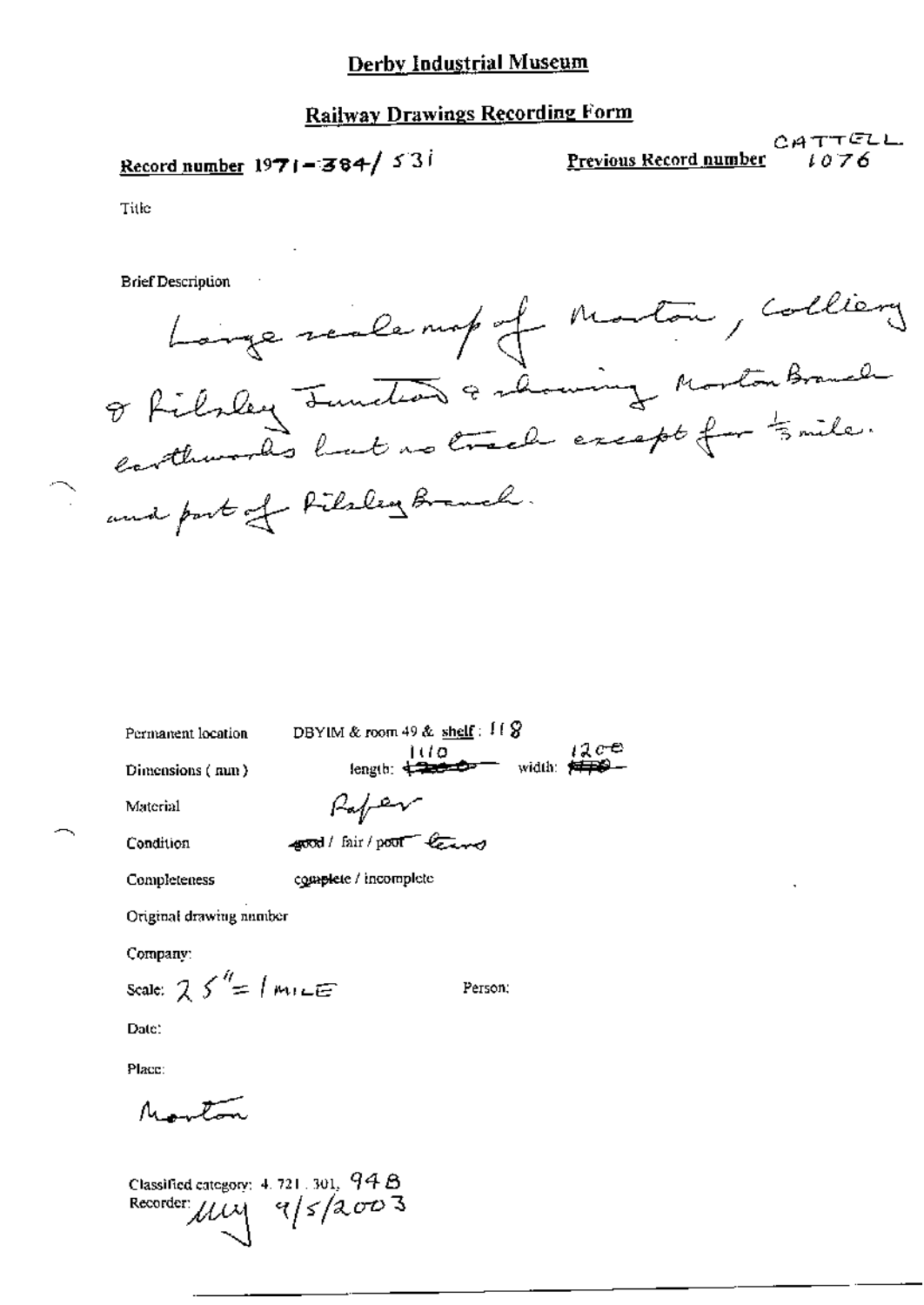# Derby Industrial Museum

## Railway Drawings Recording Form

**Record number** 1971-384/531

**Previous Record number** CATTELL 1076

Title

Brief Description

Large scale map of Morton, Colliery & Pilsley Junction & showing Morton Branch earthworks but no track except for ⅓ mile. and part of Pilsley Branch.

Permanent location: DBYIM & room 49 & shelf: 118

Dimensions (mm): length: ~~1200~~ 1110 width: ~~1150~~ 1200

Material: Paper

Condition: ~~good~~ / fair / poor tears

Completeness: complete / incomplete

Original drawing number

Company:

Scale: 25" = 1 MILE

Person:

Date:

Place:

Morton

Classified category: 4. 721. 301, 94B

Recorder: MM 9/5/2003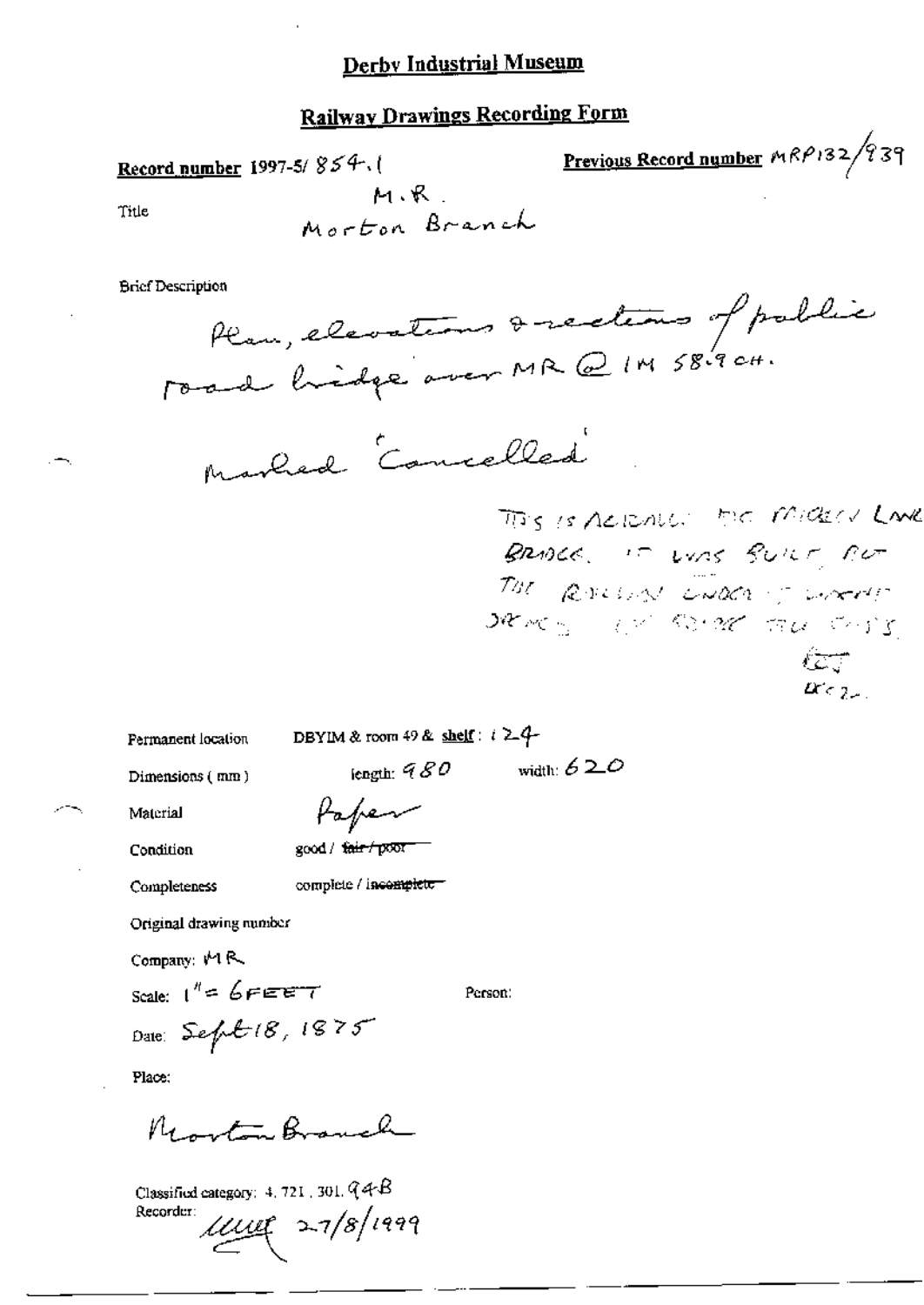# Derby Industrial Museum

## Railway Drawings Recording Form

**Record number** 1997-5/ 854.1

**Previous Record number** MRP132/939

Title: M.R. Morton Branch

Brief Description

Plan, elevations & sections of public road bridge over MR @ 1M 58.9CH.

Marked 'Cancelled'

THIS IS ACTUALLY THE MIDDLE LANE BRIDGE. IT WAS BUILT BUT THE RAILWAY UNDER IT WASN'T DONE ... THE ...

Permanent location: DBYIM & room 49 & **shelf**: 124

Dimensions (mm): length: 980 width: 620

Material: Paper

Condition: good / ~~fair / poor~~

Completeness: complete / ~~incomplete~~

Original drawing number

Company: MR

Scale: 1" = 6FEET

Person:

Date: Sept 18, 1875

Place:

Morton Branch

Classified category: 4.721.301.94B

Recorder: 27/8/1999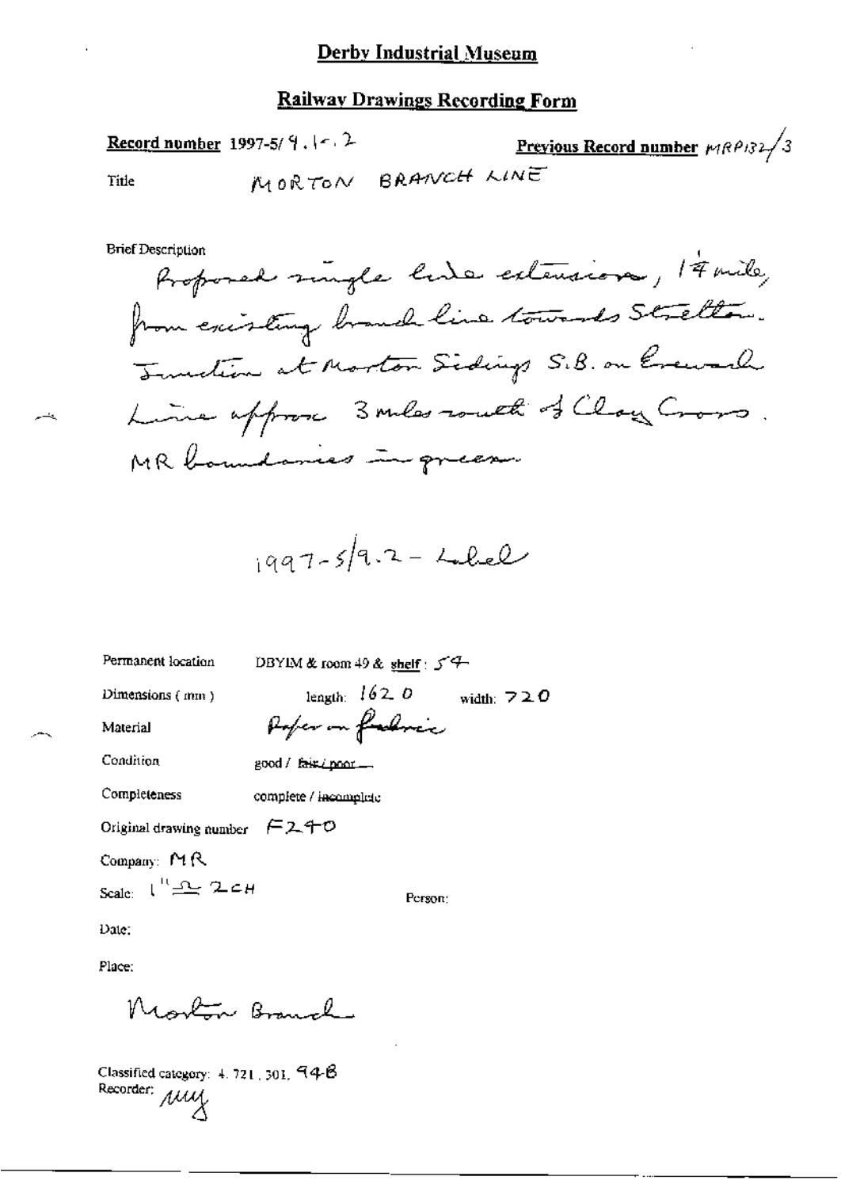# Derby Industrial Museum

## Railway Drawings Recording Form

**Record number** 1997-5/9.1-.2

**Previous Record number** MRP132/3

Title: MORTON BRANCH LINE

Brief Description

Proposed single line extension, 1¼ mile, from existing branch line towards Stretton. Junction at Morton Sidings S.B. on Erewash Line approx 3 miles south of Clay Cross. MR boundaries in green.

1997-5/9.2 - Label

Permanent location: DBYIM & room 49 & shelf: 54

Dimensions (mm): length: 1620 width: 720

Material: Paper on fabric

Condition: good / ~~fair / poor~~

Completeness: complete / ~~incomplete~~

Original drawing number: F240

Company: MR

Scale: 1" = 2CH

Person:

Date:

Place:

Morton Branch

Classified category: 4.721.301.94B

Recorder: MW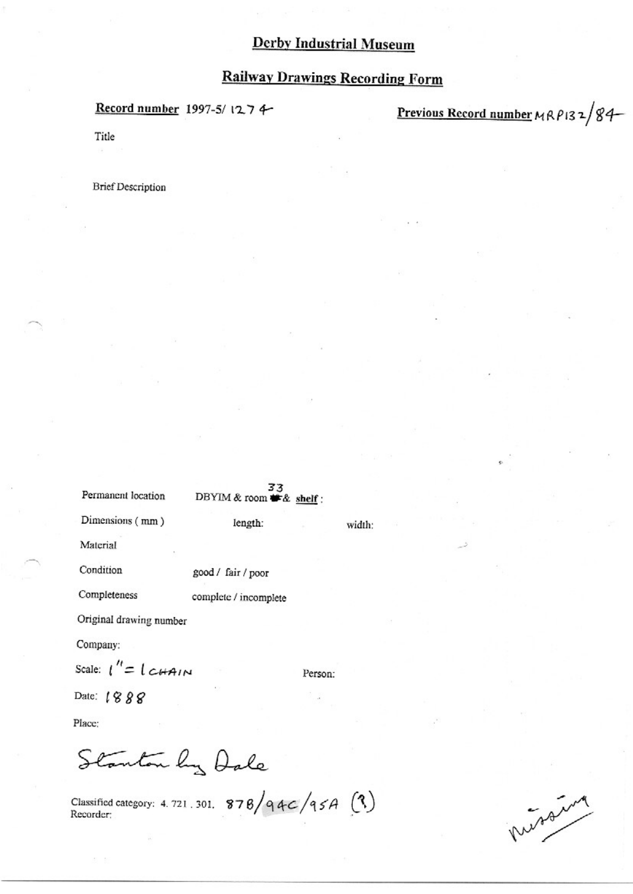# Derby Industrial Museum

## Railway Drawings Recording Form

**Record number** 1997-5/ 1274

**Previous Record number** MRP132/84

Title

Brief Description

Permanent location DBYIM & room 33 & **shelf**:

Dimensions ( mm ) length: width:

Material

Condition good / fair / poor

Completeness complete / incomplete

Original drawing number

Company:

Scale: 1" = 1 CHAIN

Person:

Date: 1888

Place:

Stanton by Dale

Classified category: 4. 721 . 301. 878/94C/95A (?)

Recorder:

missing